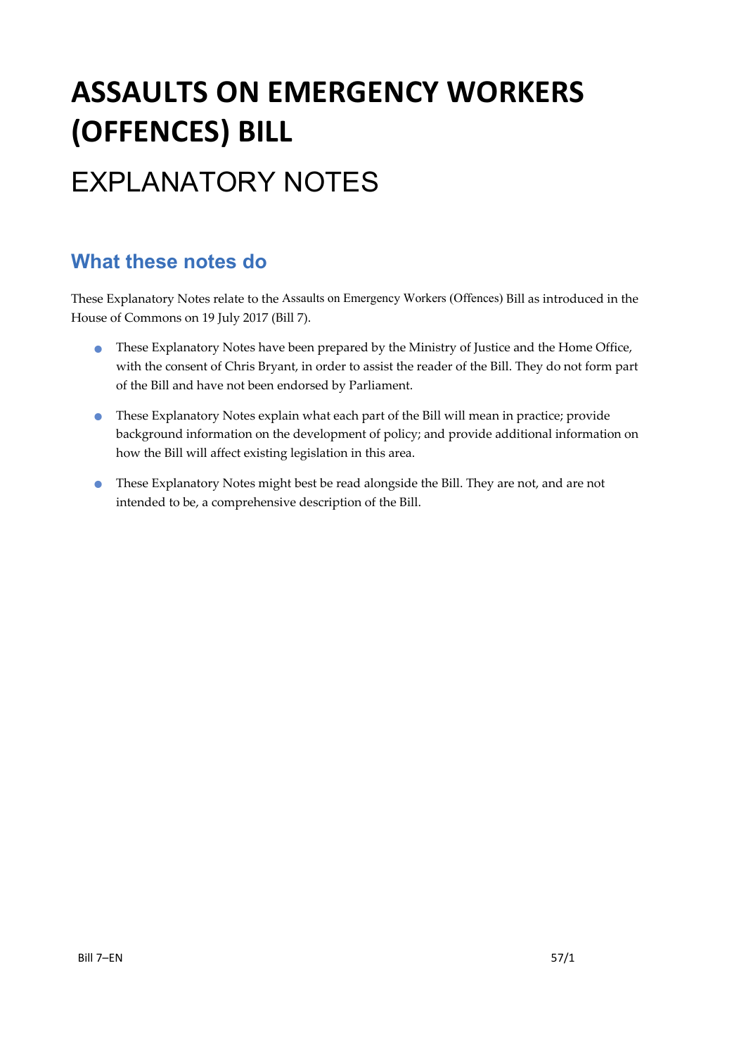# ASSAULTS ON EMERGENCY WORKERS (OFFENCES) BILL

# EXPLANATORY NOTES

## What these notes do

These Explanatory Notes relate to the Assaults on Emergency Workers (Offences) Bill as introduced in the House of Commons on 19 July 2017 (Bill 7).

- These Explanatory Notes have been prepared by the Ministry of Justice and the Home Office, with the consent of Chris Bryant, in order to assist the reader of the Bill. They do not form part of the Bill and have not been endorsed by Parliament.
- These Explanatory Notes explain what each part of the Bill will mean in practice; provide background information on the development of policy; and provide additional information on how the Bill will affect existing legislation in this area.
- These Explanatory Notes might best be read alongside the Bill. They are not, and are not intended to be, a comprehensive description of the Bill.

Bill 7–EN 57/1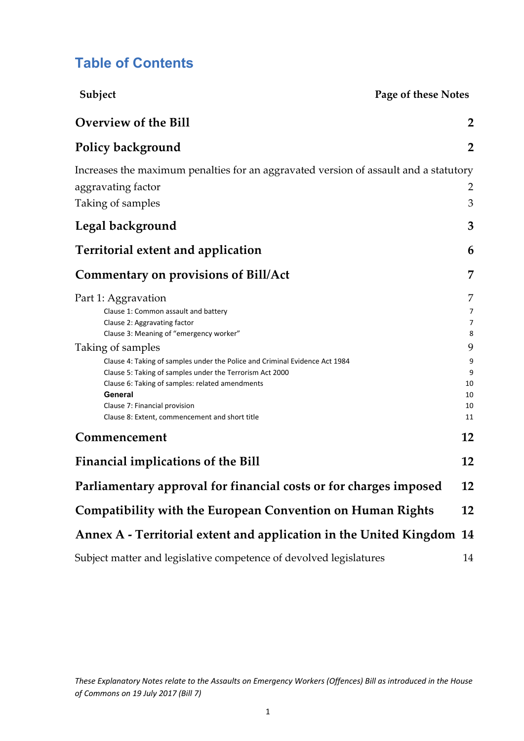# Table of Contents

| Subject | Page of these Notes |
|---|---|
| **Overview of the Bill** | **2** |
| **Policy background** | **2** |
| Increases the maximum penalties for an aggravated version of assault and a statutory aggravating factor | 2 |
| Taking of samples | 3 |
| **Legal background** | **3** |
| **Territorial extent and application** | **6** |
| **Commentary on provisions of Bill/Act** | **7** |
| Part 1: Aggravation | 7 |
| Clause 1: Common assault and battery | 7 |
| Clause 2: Aggravating factor | 7 |
| Clause 3: Meaning of "emergency worker" | 8 |
| Taking of samples | 9 |
| Clause 4: Taking of samples under the Police and Criminal Evidence Act 1984 | 9 |
| Clause 5: Taking of samples under the Terrorism Act 2000 | 9 |
| Clause 6: Taking of samples: related amendments | 10 |
| **General** | 10 |
| Clause 7: Financial provision | 10 |
| Clause 8: Extent, commencement and short title | 11 |
| **Commencement** | **12** |
| **Financial implications of the Bill** | **12** |
| **Parliamentary approval for financial costs or for charges imposed** | **12** |
| **Compatibility with the European Convention on Human Rights** | **12** |
| **Annex A - Territorial extent and application in the United Kingdom** | **14** |
| Subject matter and legislative competence of devolved legislatures | 14 |

*These Explanatory Notes relate to the Assaults on Emergency Workers (Offences) Bill as introduced in the House of Commons on 19 July 2017 (Bill 7)*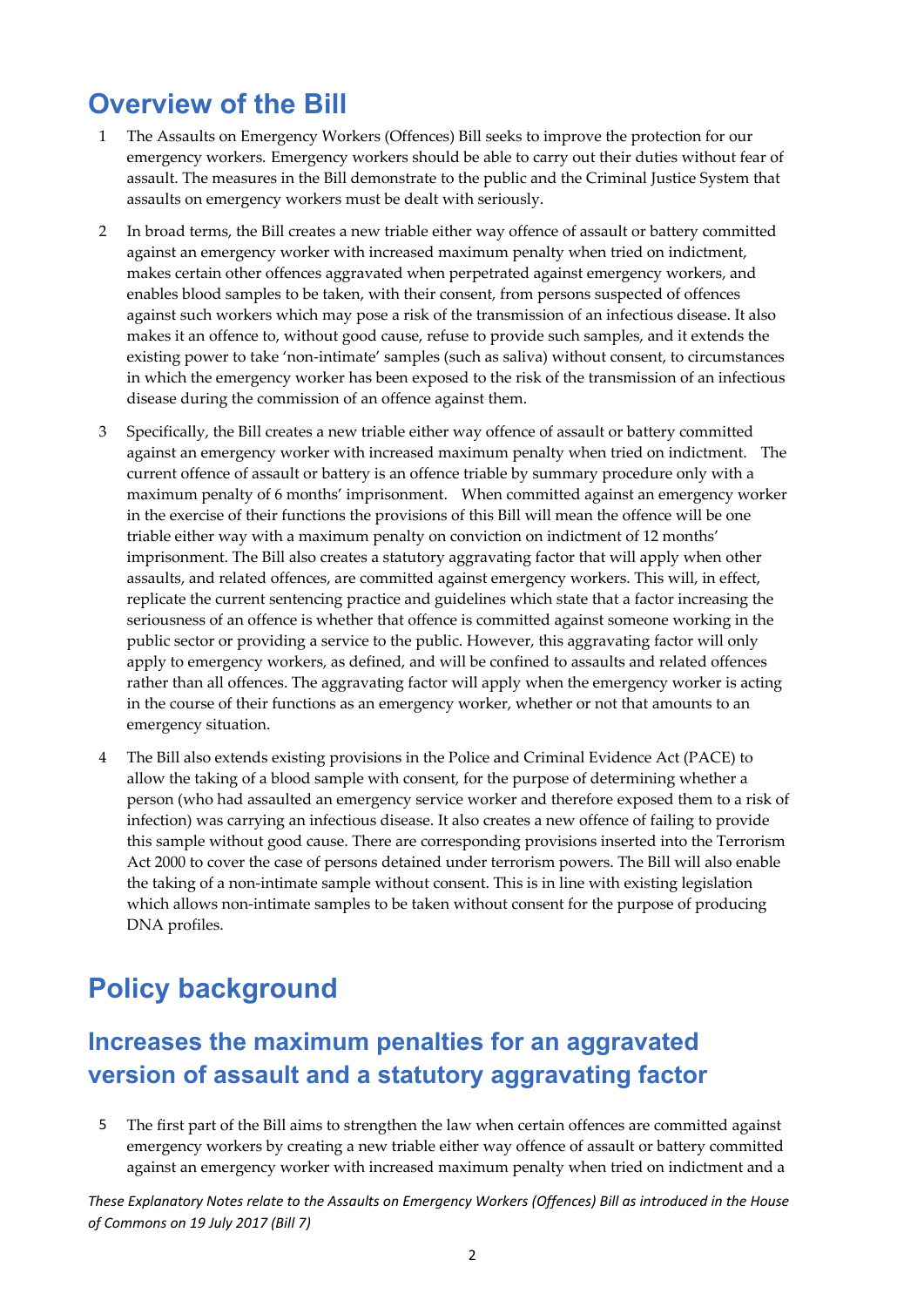# Overview of the Bill

1 The Assaults on Emergency Workers (Offences) Bill seeks to improve the protection for our emergency workers. Emergency workers should be able to carry out their duties without fear of assault. The measures in the Bill demonstrate to the public and the Criminal Justice System that assaults on emergency workers must be dealt with seriously.

2 In broad terms, the Bill creates a new triable either way offence of assault or battery committed against an emergency worker with increased maximum penalty when tried on indictment, makes certain other offences aggravated when perpetrated against emergency workers, and enables blood samples to be taken, with their consent, from persons suspected of offences against such workers which may pose a risk of the transmission of an infectious disease. It also makes it an offence to, without good cause, refuse to provide such samples, and it extends the existing power to take 'non-intimate' samples (such as saliva) without consent, to circumstances in which the emergency worker has been exposed to the risk of the transmission of an infectious disease during the commission of an offence against them.

3 Specifically, the Bill creates a new triable either way offence of assault or battery committed against an emergency worker with increased maximum penalty when tried on indictment. The current offence of assault or battery is an offence triable by summary procedure only with a maximum penalty of 6 months' imprisonment. When committed against an emergency worker in the exercise of their functions the provisions of this Bill will mean the offence will be one triable either way with a maximum penalty on conviction on indictment of 12 months' imprisonment. The Bill also creates a statutory aggravating factor that will apply when other assaults, and related offences, are committed against emergency workers. This will, in effect, replicate the current sentencing practice and guidelines which state that a factor increasing the seriousness of an offence is whether that offence is committed against someone working in the public sector or providing a service to the public. However, this aggravating factor will only apply to emergency workers, as defined, and will be confined to assaults and related offences rather than all offences. The aggravating factor will apply when the emergency worker is acting in the course of their functions as an emergency worker, whether or not that amounts to an emergency situation.

4 The Bill also extends existing provisions in the Police and Criminal Evidence Act (PACE) to allow the taking of a blood sample with consent, for the purpose of determining whether a person (who had assaulted an emergency service worker and therefore exposed them to a risk of infection) was carrying an infectious disease. It also creates a new offence of failing to provide this sample without good cause. There are corresponding provisions inserted into the Terrorism Act 2000 to cover the case of persons detained under terrorism powers. The Bill will also enable the taking of a non-intimate sample without consent. This is in line with existing legislation which allows non-intimate samples to be taken without consent for the purpose of producing DNA profiles.

# Policy background

## Increases the maximum penalties for an aggravated version of assault and a statutory aggravating factor

5 The first part of the Bill aims to strengthen the law when certain offences are committed against emergency workers by creating a new triable either way offence of assault or battery committed against an emergency worker with increased maximum penalty when tried on indictment and a

*These Explanatory Notes relate to the Assaults on Emergency Workers (Offences) Bill as introduced in the House of Commons on 19 July 2017 (Bill 7)*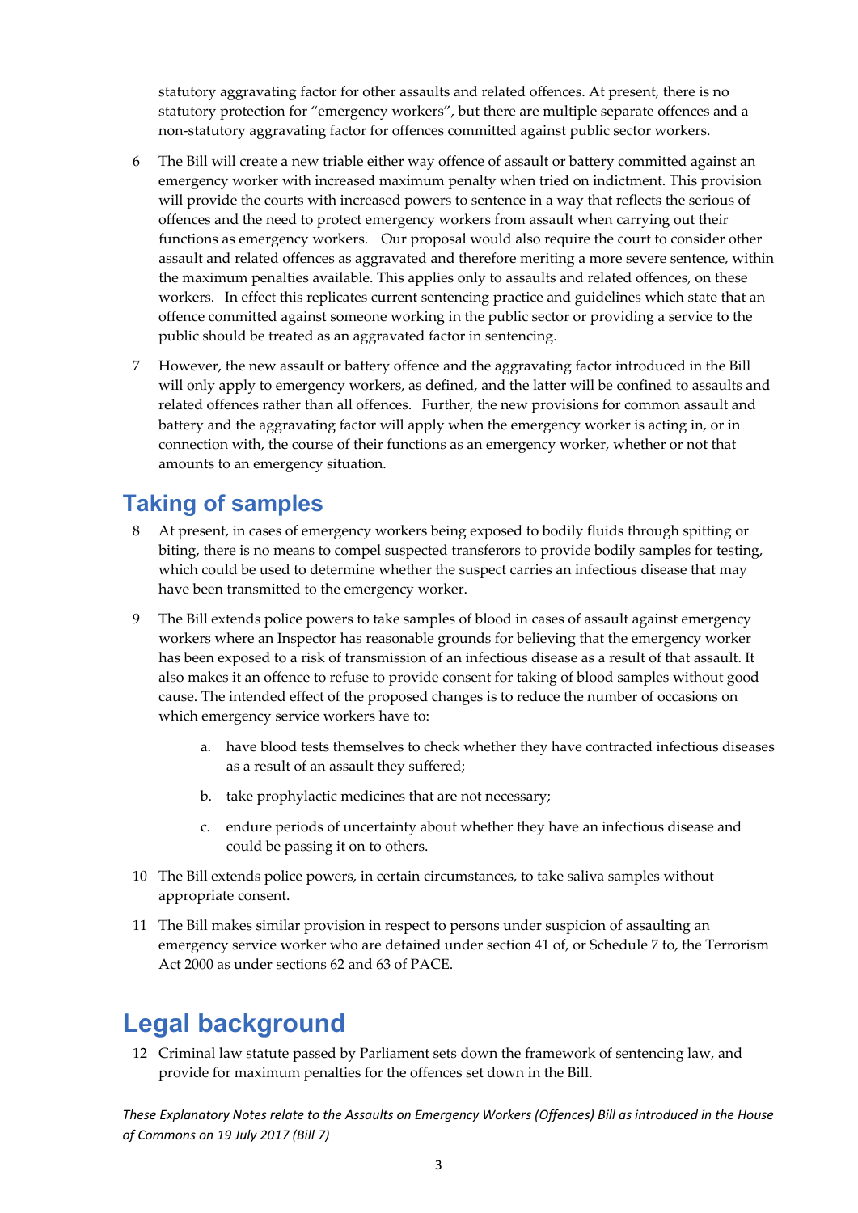statutory aggravating factor for other assaults and related offences. At present, there is no statutory protection for "emergency workers", but there are multiple separate offences and a non-statutory aggravating factor for offences committed against public sector workers.

6 The Bill will create a new triable either way offence of assault or battery committed against an emergency worker with increased maximum penalty when tried on indictment. This provision will provide the courts with increased powers to sentence in a way that reflects the serious of offences and the need to protect emergency workers from assault when carrying out their functions as emergency workers. Our proposal would also require the court to consider other assault and related offences as aggravated and therefore meriting a more severe sentence, within the maximum penalties available. This applies only to assaults and related offences, on these workers. In effect this replicates current sentencing practice and guidelines which state that an offence committed against someone working in the public sector or providing a service to the public should be treated as an aggravated factor in sentencing.

7 However, the new assault or battery offence and the aggravating factor introduced in the Bill will only apply to emergency workers, as defined, and the latter will be confined to assaults and related offences rather than all offences. Further, the new provisions for common assault and battery and the aggravating factor will apply when the emergency worker is acting in, or in connection with, the course of their functions as an emergency worker, whether or not that amounts to an emergency situation.

## Taking of samples

8 At present, in cases of emergency workers being exposed to bodily fluids through spitting or biting, there is no means to compel suspected transferors to provide bodily samples for testing, which could be used to determine whether the suspect carries an infectious disease that may have been transmitted to the emergency worker.

9 The Bill extends police powers to take samples of blood in cases of assault against emergency workers where an Inspector has reasonable grounds for believing that the emergency worker has been exposed to a risk of transmission of an infectious disease as a result of that assault. It also makes it an offence to refuse to provide consent for taking of blood samples without good cause. The intended effect of the proposed changes is to reduce the number of occasions on which emergency service workers have to:

   a. have blood tests themselves to check whether they have contracted infectious diseases as a result of an assault they suffered;

   b. take prophylactic medicines that are not necessary;

   c. endure periods of uncertainty about whether they have an infectious disease and could be passing it on to others.

10 The Bill extends police powers, in certain circumstances, to take saliva samples without appropriate consent.

11 The Bill makes similar provision in respect to persons under suspicion of assaulting an emergency service worker who are detained under section 41 of, or Schedule 7 to, the Terrorism Act 2000 as under sections 62 and 63 of PACE.

# Legal background

12 Criminal law statute passed by Parliament sets down the framework of sentencing law, and provide for maximum penalties for the offences set down in the Bill.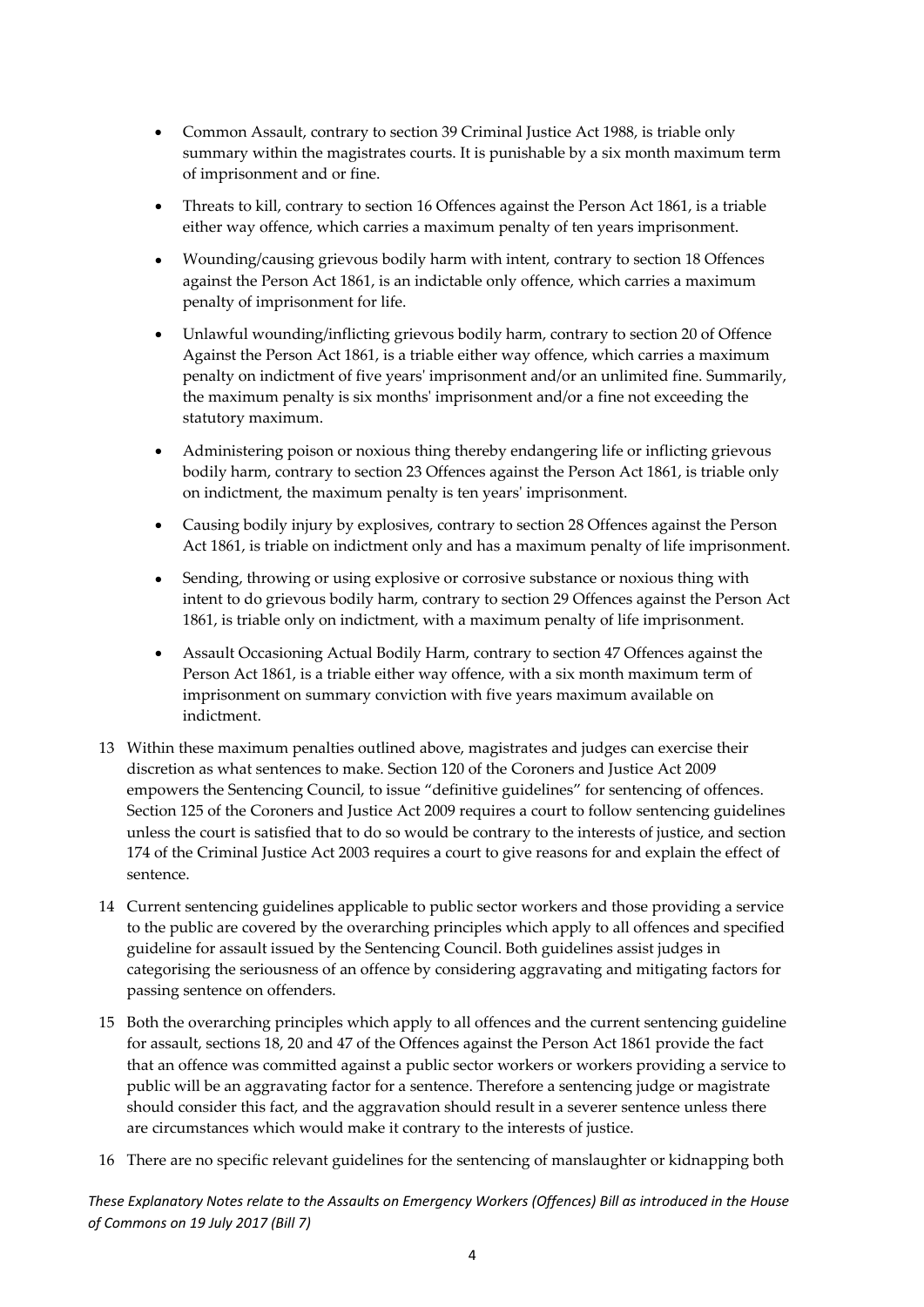- Common Assault, contrary to section 39 Criminal Justice Act 1988, is triable only summary within the magistrates courts. It is punishable by a six month maximum term of imprisonment and or fine.
- Threats to kill, contrary to section 16 Offences against the Person Act 1861, is a triable either way offence, which carries a maximum penalty of ten years imprisonment.
- Wounding/causing grievous bodily harm with intent, contrary to section 18 Offences against the Person Act 1861, is an indictable only offence, which carries a maximum penalty of imprisonment for life.
- Unlawful wounding/inflicting grievous bodily harm, contrary to section 20 of Offence Against the Person Act 1861, is a triable either way offence, which carries a maximum penalty on indictment of five years' imprisonment and/or an unlimited fine. Summarily, the maximum penalty is six months' imprisonment and/or a fine not exceeding the statutory maximum.
- Administering poison or noxious thing thereby endangering life or inflicting grievous bodily harm, contrary to section 23 Offences against the Person Act 1861, is triable only on indictment, the maximum penalty is ten years' imprisonment.
- Causing bodily injury by explosives, contrary to section 28 Offences against the Person Act 1861, is triable on indictment only and has a maximum penalty of life imprisonment.
- Sending, throwing or using explosive or corrosive substance or noxious thing with intent to do grievous bodily harm, contrary to section 29 Offences against the Person Act 1861, is triable only on indictment, with a maximum penalty of life imprisonment.
- Assault Occasioning Actual Bodily Harm, contrary to section 47 Offences against the Person Act 1861, is a triable either way offence, with a six month maximum term of imprisonment on summary conviction with five years maximum available on indictment.

13 Within these maximum penalties outlined above, magistrates and judges can exercise their discretion as what sentences to make. Section 120 of the Coroners and Justice Act 2009 empowers the Sentencing Council, to issue "definitive guidelines" for sentencing of offences. Section 125 of the Coroners and Justice Act 2009 requires a court to follow sentencing guidelines unless the court is satisfied that to do so would be contrary to the interests of justice, and section 174 of the Criminal Justice Act 2003 requires a court to give reasons for and explain the effect of sentence.

14 Current sentencing guidelines applicable to public sector workers and those providing a service to the public are covered by the overarching principles which apply to all offences and specified guideline for assault issued by the Sentencing Council. Both guidelines assist judges in categorising the seriousness of an offence by considering aggravating and mitigating factors for passing sentence on offenders.

15 Both the overarching principles which apply to all offences and the current sentencing guideline for assault, sections 18, 20 and 47 of the Offences against the Person Act 1861 provide the fact that an offence was committed against a public sector workers or workers providing a service to public will be an aggravating factor for a sentence. Therefore a sentencing judge or magistrate should consider this fact, and the aggravation should result in a severer sentence unless there are circumstances which would make it contrary to the interests of justice.

16 There are no specific relevant guidelines for the sentencing of manslaughter or kidnapping both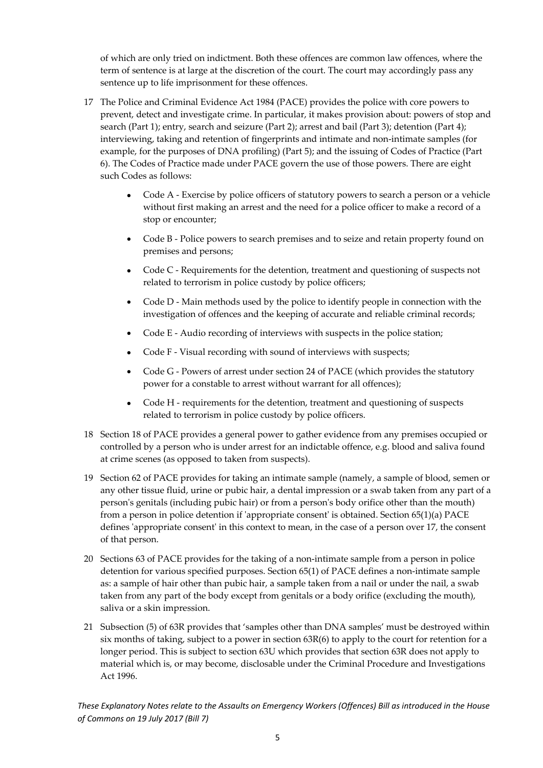of which are only tried on indictment. Both these offences are common law offences, where the term of sentence is at large at the discretion of the court. The court may accordingly pass any sentence up to life imprisonment for these offences.

17 The Police and Criminal Evidence Act 1984 (PACE) provides the police with core powers to prevent, detect and investigate crime. In particular, it makes provision about: powers of stop and search (Part 1); entry, search and seizure (Part 2); arrest and bail (Part 3); detention (Part 4); interviewing, taking and retention of fingerprints and intimate and non-intimate samples (for example, for the purposes of DNA profiling) (Part 5); and the issuing of Codes of Practice (Part 6). The Codes of Practice made under PACE govern the use of those powers. There are eight such Codes as follows:

- Code A - Exercise by police officers of statutory powers to search a person or a vehicle without first making an arrest and the need for a police officer to make a record of a stop or encounter;
- Code B - Police powers to search premises and to seize and retain property found on premises and persons;
- Code C - Requirements for the detention, treatment and questioning of suspects not related to terrorism in police custody by police officers;
- Code D - Main methods used by the police to identify people in connection with the investigation of offences and the keeping of accurate and reliable criminal records;
- Code E - Audio recording of interviews with suspects in the police station;
- Code F - Visual recording with sound of interviews with suspects;
- Code G - Powers of arrest under section 24 of PACE (which provides the statutory power for a constable to arrest without warrant for all offences);
- Code H - requirements for the detention, treatment and questioning of suspects related to terrorism in police custody by police officers.

18 Section 18 of PACE provides a general power to gather evidence from any premises occupied or controlled by a person who is under arrest for an indictable offence, e.g. blood and saliva found at crime scenes (as opposed to taken from suspects).

19 Section 62 of PACE provides for taking an intimate sample (namely, a sample of blood, semen or any other tissue fluid, urine or pubic hair, a dental impression or a swab taken from any part of a person's genitals (including pubic hair) or from a person's body orifice other than the mouth) from a person in police detention if 'appropriate consent' is obtained. Section 65(1)(a) PACE defines 'appropriate consent' in this context to mean, in the case of a person over 17, the consent of that person.

20 Sections 63 of PACE provides for the taking of a non-intimate sample from a person in police detention for various specified purposes. Section 65(1) of PACE defines a non-intimate sample as: a sample of hair other than pubic hair, a sample taken from a nail or under the nail, a swab taken from any part of the body except from genitals or a body orifice (excluding the mouth), saliva or a skin impression.

21 Subsection (5) of 63R provides that 'samples other than DNA samples' must be destroyed within six months of taking, subject to a power in section 63R(6) to apply to the court for retention for a longer period. This is subject to section 63U which provides that section 63R does not apply to material which is, or may become, disclosable under the Criminal Procedure and Investigations Act 1996.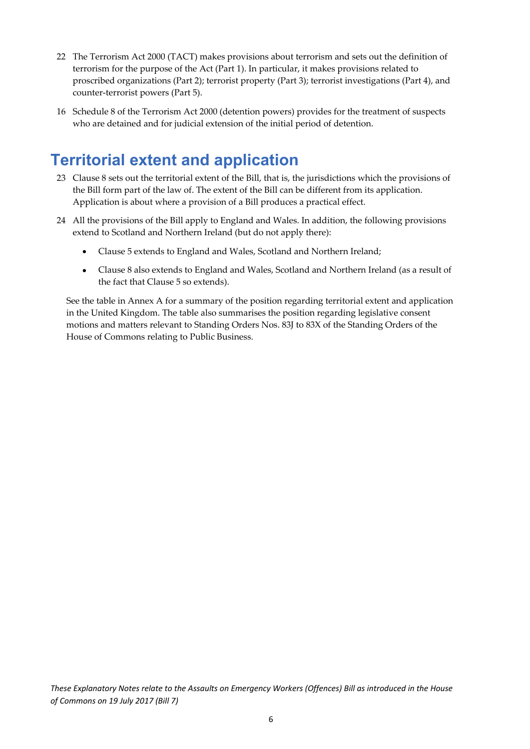22 The Terrorism Act 2000 (TACT) makes provisions about terrorism and sets out the definition of terrorism for the purpose of the Act (Part 1). In particular, it makes provisions related to proscribed organizations (Part 2); terrorist property (Part 3); terrorist investigations (Part 4), and counter-terrorist powers (Part 5).

16 Schedule 8 of the Terrorism Act 2000 (detention powers) provides for the treatment of suspects who are detained and for judicial extension of the initial period of detention.

# Territorial extent and application

23 Clause 8 sets out the territorial extent of the Bill, that is, the jurisdictions which the provisions of the Bill form part of the law of. The extent of the Bill can be different from its application. Application is about where a provision of a Bill produces a practical effect.

24 All the provisions of the Bill apply to England and Wales. In addition, the following provisions extend to Scotland and Northern Ireland (but do not apply there):

- Clause 5 extends to England and Wales, Scotland and Northern Ireland;
- Clause 8 also extends to England and Wales, Scotland and Northern Ireland (as a result of the fact that Clause 5 so extends).

See the table in Annex A for a summary of the position regarding territorial extent and application in the United Kingdom. The table also summarises the position regarding legislative consent motions and matters relevant to Standing Orders Nos. 83J to 83X of the Standing Orders of the House of Commons relating to Public Business.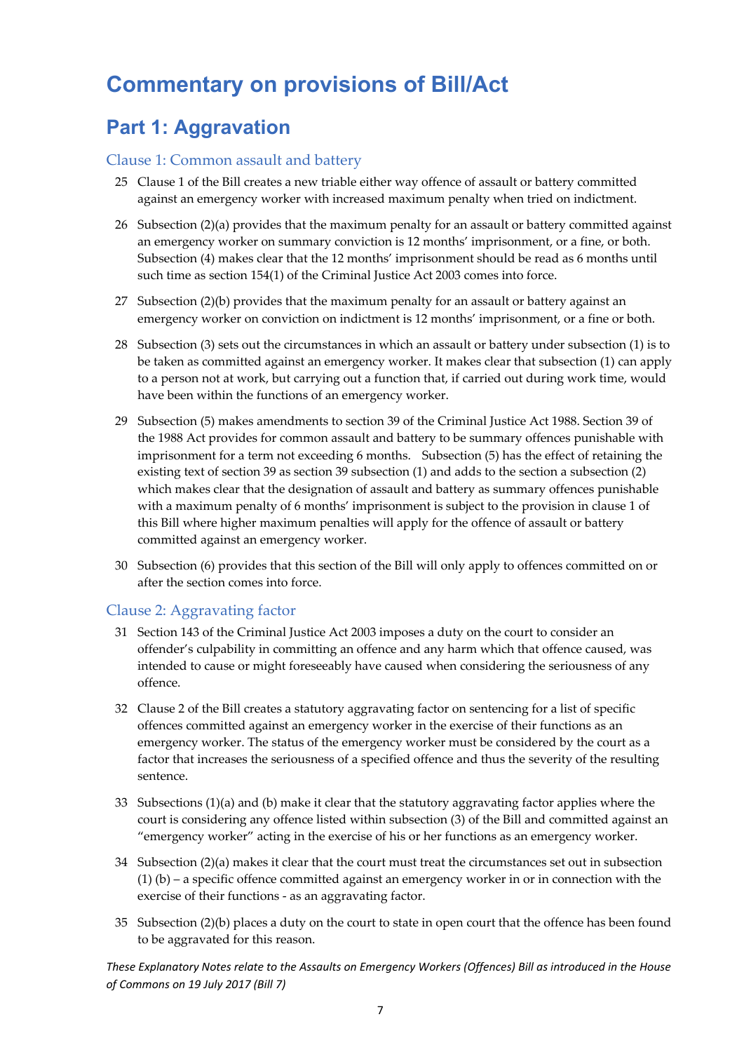# Commentary on provisions of Bill/Act

## Part 1: Aggravation

### Clause 1: Common assault and battery

25 Clause 1 of the Bill creates a new triable either way offence of assault or battery committed against an emergency worker with increased maximum penalty when tried on indictment.

26 Subsection (2)(a) provides that the maximum penalty for an assault or battery committed against an emergency worker on summary conviction is 12 months' imprisonment, or a fine, or both. Subsection (4) makes clear that the 12 months' imprisonment should be read as 6 months until such time as section 154(1) of the Criminal Justice Act 2003 comes into force.

27 Subsection (2)(b) provides that the maximum penalty for an assault or battery against an emergency worker on conviction on indictment is 12 months' imprisonment, or a fine or both.

28 Subsection (3) sets out the circumstances in which an assault or battery under subsection (1) is to be taken as committed against an emergency worker. It makes clear that subsection (1) can apply to a person not at work, but carrying out a function that, if carried out during work time, would have been within the functions of an emergency worker.

29 Subsection (5) makes amendments to section 39 of the Criminal Justice Act 1988. Section 39 of the 1988 Act provides for common assault and battery to be summary offences punishable with imprisonment for a term not exceeding 6 months. Subsection (5) has the effect of retaining the existing text of section 39 as section 39 subsection (1) and adds to the section a subsection (2) which makes clear that the designation of assault and battery as summary offences punishable with a maximum penalty of 6 months' imprisonment is subject to the provision in clause 1 of this Bill where higher maximum penalties will apply for the offence of assault or battery committed against an emergency worker.

30 Subsection (6) provides that this section of the Bill will only apply to offences committed on or after the section comes into force.

### Clause 2: Aggravating factor

31 Section 143 of the Criminal Justice Act 2003 imposes a duty on the court to consider an offender's culpability in committing an offence and any harm which that offence caused, was intended to cause or might foreseeably have caused when considering the seriousness of any offence.

32 Clause 2 of the Bill creates a statutory aggravating factor on sentencing for a list of specific offences committed against an emergency worker in the exercise of their functions as an emergency worker. The status of the emergency worker must be considered by the court as a factor that increases the seriousness of a specified offence and thus the severity of the resulting sentence.

33 Subsections (1)(a) and (b) make it clear that the statutory aggravating factor applies where the court is considering any offence listed within subsection (3) of the Bill and committed against an "emergency worker" acting in the exercise of his or her functions as an emergency worker.

34 Subsection (2)(a) makes it clear that the court must treat the circumstances set out in subsection (1) (b) – a specific offence committed against an emergency worker in or in connection with the exercise of their functions - as an aggravating factor.

35 Subsection (2)(b) places a duty on the court to state in open court that the offence has been found to be aggravated for this reason.

*These Explanatory Notes relate to the Assaults on Emergency Workers (Offences) Bill as introduced in the House of Commons on 19 July 2017 (Bill 7)*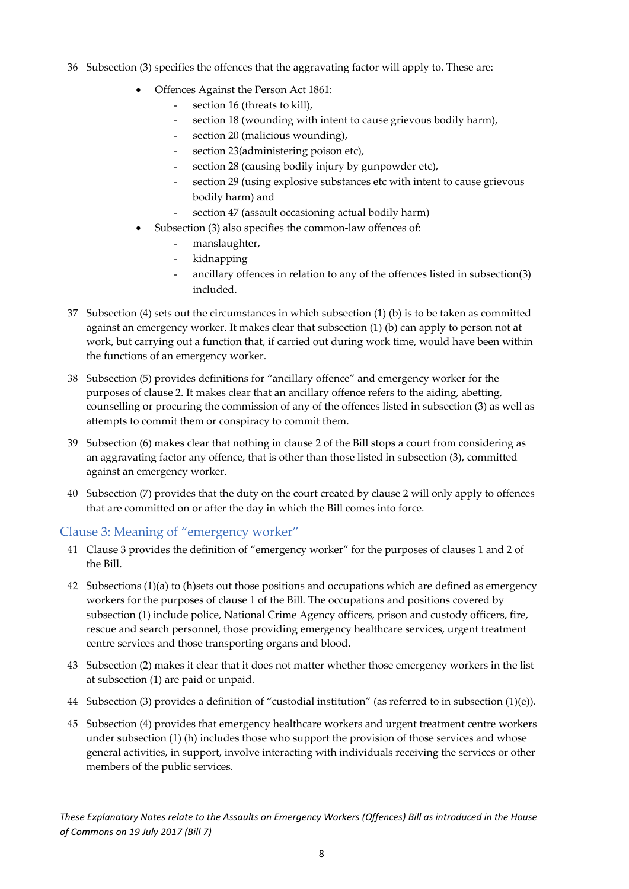36 Subsection (3) specifies the offences that the aggravating factor will apply to. These are:

- Offences Against the Person Act 1861:
  - section 16 (threats to kill),
  - section 18 (wounding with intent to cause grievous bodily harm),
  - section 20 (malicious wounding),
  - section 23(administering poison etc),
  - section 28 (causing bodily injury by gunpowder etc),
  - section 29 (using explosive substances etc with intent to cause grievous bodily harm) and
  - section 47 (assault occasioning actual bodily harm)
- Subsection (3) also specifies the common-law offences of:
  - manslaughter,
  - kidnapping
  - ancillary offences in relation to any of the offences listed in subsection(3) included.

37 Subsection (4) sets out the circumstances in which subsection (1) (b) is to be taken as committed against an emergency worker. It makes clear that subsection (1) (b) can apply to person not at work, but carrying out a function that, if carried out during work time, would have been within the functions of an emergency worker.

38 Subsection (5) provides definitions for "ancillary offence" and emergency worker for the purposes of clause 2. It makes clear that an ancillary offence refers to the aiding, abetting, counselling or procuring the commission of any of the offences listed in subsection (3) as well as attempts to commit them or conspiracy to commit them.

39 Subsection (6) makes clear that nothing in clause 2 of the Bill stops a court from considering as an aggravating factor any offence, that is other than those listed in subsection (3), committed against an emergency worker.

40 Subsection (7) provides that the duty on the court created by clause 2 will only apply to offences that are committed on or after the day in which the Bill comes into force.

## Clause 3: Meaning of "emergency worker"

41 Clause 3 provides the definition of "emergency worker" for the purposes of clauses 1 and 2 of the Bill.

42 Subsections (1)(a) to (h)sets out those positions and occupations which are defined as emergency workers for the purposes of clause 1 of the Bill. The occupations and positions covered by subsection (1) include police, National Crime Agency officers, prison and custody officers, fire, rescue and search personnel, those providing emergency healthcare services, urgent treatment centre services and those transporting organs and blood.

43 Subsection (2) makes it clear that it does not matter whether those emergency workers in the list at subsection (1) are paid or unpaid.

44 Subsection (3) provides a definition of "custodial institution" (as referred to in subsection (1)(e)).

45 Subsection (4) provides that emergency healthcare workers and urgent treatment centre workers under subsection (1) (h) includes those who support the provision of those services and whose general activities, in support, involve interacting with individuals receiving the services or other members of the public services.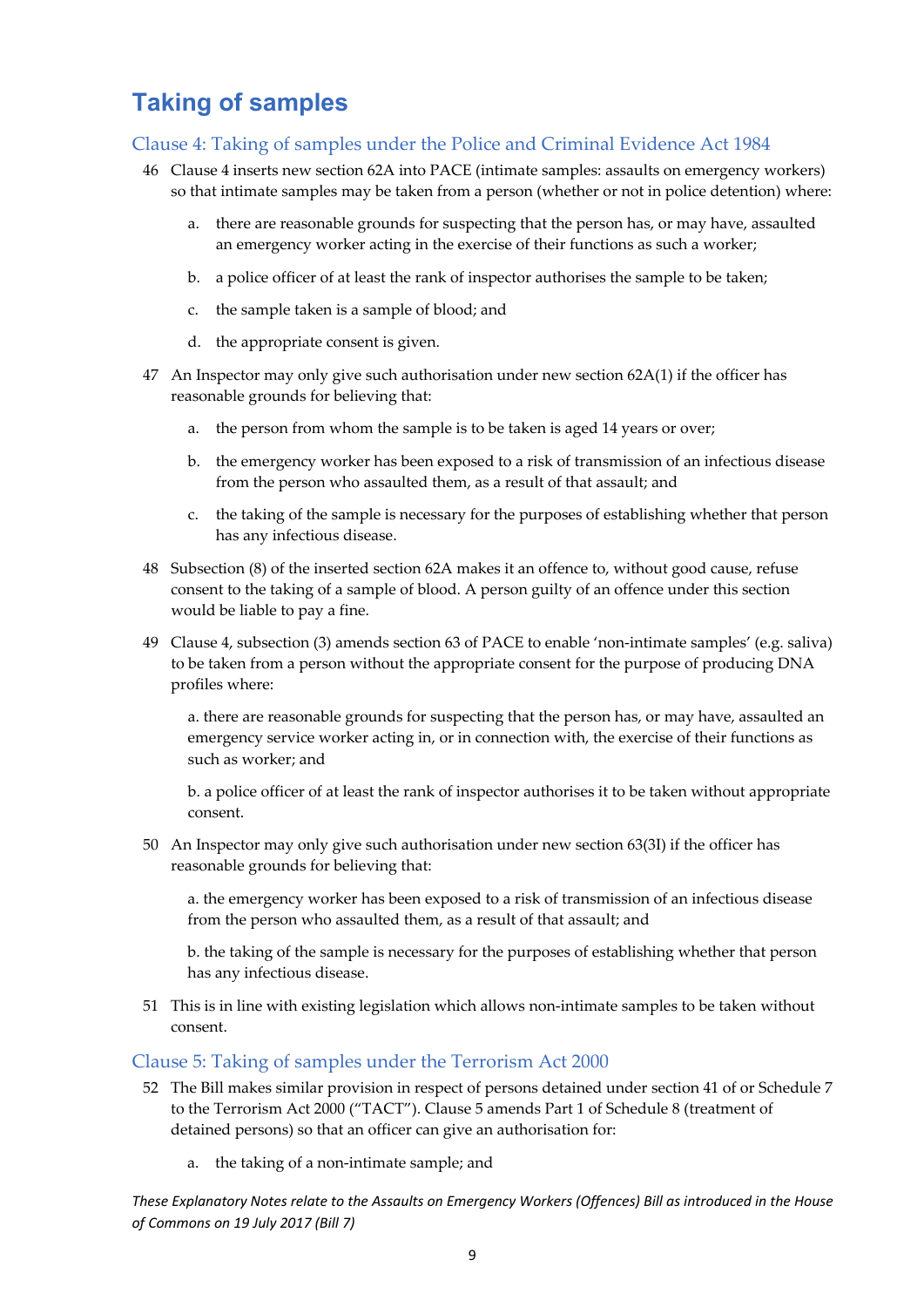# Taking of samples

## Clause 4: Taking of samples under the Police and Criminal Evidence Act 1984

46 Clause 4 inserts new section 62A into PACE (intimate samples: assaults on emergency workers) so that intimate samples may be taken from a person (whether or not in police detention) where:

   a. there are reasonable grounds for suspecting that the person has, or may have, assaulted an emergency worker acting in the exercise of their functions as such a worker;

   b. a police officer of at least the rank of inspector authorises the sample to be taken;

   c. the sample taken is a sample of blood; and

   d. the appropriate consent is given.

47 An Inspector may only give such authorisation under new section 62A(1) if the officer has reasonable grounds for believing that:

   a. the person from whom the sample is to be taken is aged 14 years or over;

   b. the emergency worker has been exposed to a risk of transmission of an infectious disease from the person who assaulted them, as a result of that assault; and

   c. the taking of the sample is necessary for the purposes of establishing whether that person has any infectious disease.

48 Subsection (8) of the inserted section 62A makes it an offence to, without good cause, refuse consent to the taking of a sample of blood. A person guilty of an offence under this section would be liable to pay a fine.

49 Clause 4, subsection (3) amends section 63 of PACE to enable 'non-intimate samples' (e.g. saliva) to be taken from a person without the appropriate consent for the purpose of producing DNA profiles where:

   a. there are reasonable grounds for suspecting that the person has, or may have, assaulted an emergency service worker acting in, or in connection with, the exercise of their functions as such as worker; and

   b. a police officer of at least the rank of inspector authorises it to be taken without appropriate consent.

50 An Inspector may only give such authorisation under new section 63(3I) if the officer has reasonable grounds for believing that:

   a. the emergency worker has been exposed to a risk of transmission of an infectious disease from the person who assaulted them, as a result of that assault; and

   b. the taking of the sample is necessary for the purposes of establishing whether that person has any infectious disease.

51 This is in line with existing legislation which allows non-intimate samples to be taken without consent.

## Clause 5: Taking of samples under the Terrorism Act 2000

52 The Bill makes similar provision in respect of persons detained under section 41 of or Schedule 7 to the Terrorism Act 2000 ("TACT"). Clause 5 amends Part 1 of Schedule 8 (treatment of detained persons) so that an officer can give an authorisation for:

   a. the taking of a non-intimate sample; and

*These Explanatory Notes relate to the Assaults on Emergency Workers (Offences) Bill as introduced in the House of Commons on 19 July 2017 (Bill 7)*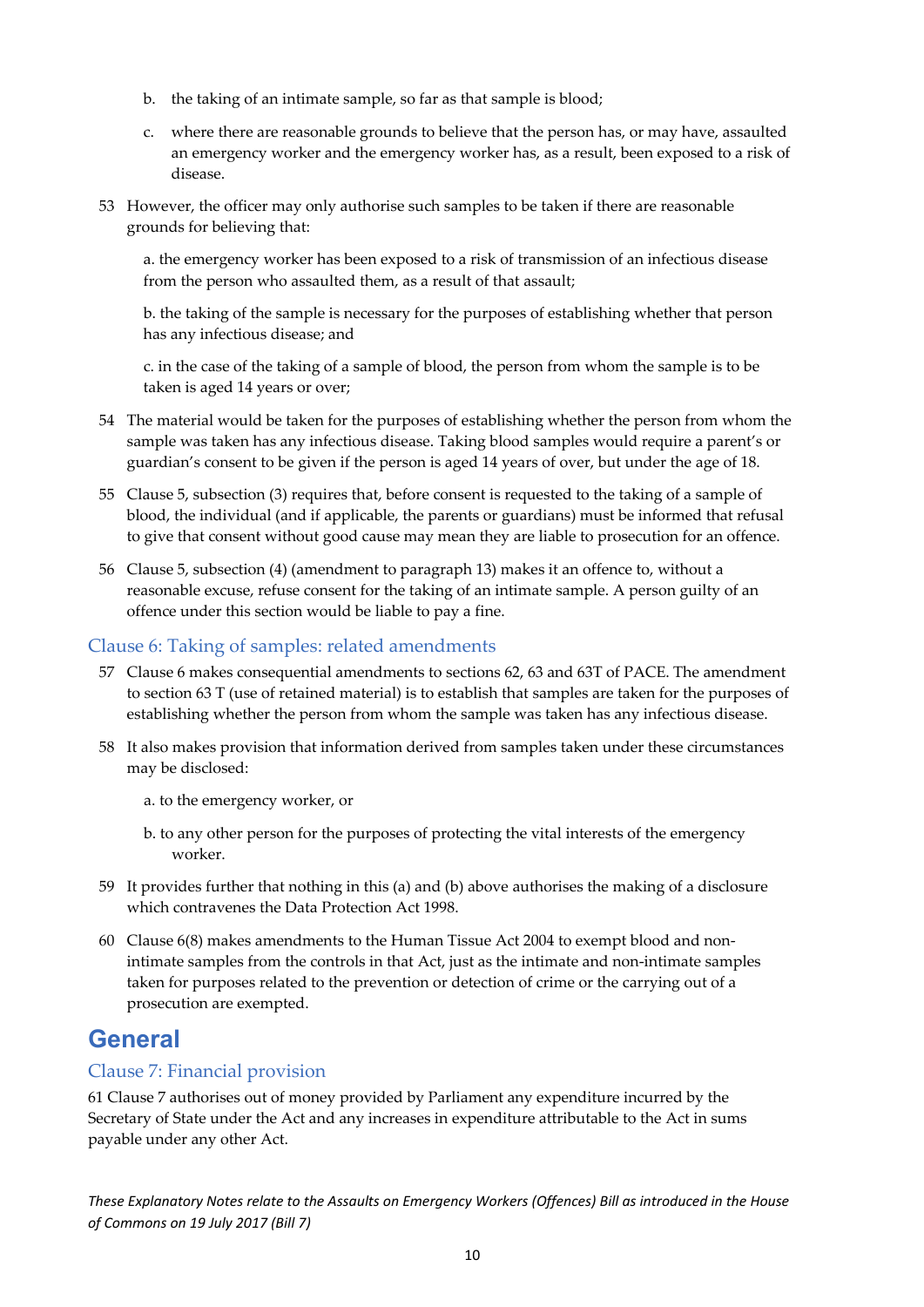b. the taking of an intimate sample, so far as that sample is blood;

c. where there are reasonable grounds to believe that the person has, or may have, assaulted an emergency worker and the emergency worker has, as a result, been exposed to a risk of disease.

53 However, the officer may only authorise such samples to be taken if there are reasonable grounds for believing that:

a. the emergency worker has been exposed to a risk of transmission of an infectious disease from the person who assaulted them, as a result of that assault;

b. the taking of the sample is necessary for the purposes of establishing whether that person has any infectious disease; and

c. in the case of the taking of a sample of blood, the person from whom the sample is to be taken is aged 14 years or over;

54 The material would be taken for the purposes of establishing whether the person from whom the sample was taken has any infectious disease. Taking blood samples would require a parent's or guardian's consent to be given if the person is aged 14 years of over, but under the age of 18.

55 Clause 5, subsection (3) requires that, before consent is requested to the taking of a sample of blood, the individual (and if applicable, the parents or guardians) must be informed that refusal to give that consent without good cause may mean they are liable to prosecution for an offence.

56 Clause 5, subsection (4) (amendment to paragraph 13) makes it an offence to, without a reasonable excuse, refuse consent for the taking of an intimate sample. A person guilty of an offence under this section would be liable to pay a fine.

### Clause 6: Taking of samples: related amendments

57 Clause 6 makes consequential amendments to sections 62, 63 and 63T of PACE. The amendment to section 63 T (use of retained material) is to establish that samples are taken for the purposes of establishing whether the person from whom the sample was taken has any infectious disease.

58 It also makes provision that information derived from samples taken under these circumstances may be disclosed:

a. to the emergency worker, or

b. to any other person for the purposes of protecting the vital interests of the emergency worker.

59 It provides further that nothing in this (a) and (b) above authorises the making of a disclosure which contravenes the Data Protection Act 1998.

60 Clause 6(8) makes amendments to the Human Tissue Act 2004 to exempt blood and non-intimate samples from the controls in that Act, just as the intimate and non-intimate samples taken for purposes related to the prevention or detection of crime or the carrying out of a prosecution are exempted.

## General

### Clause 7: Financial provision

61 Clause 7 authorises out of money provided by Parliament any expenditure incurred by the Secretary of State under the Act and any increases in expenditure attributable to the Act in sums payable under any other Act.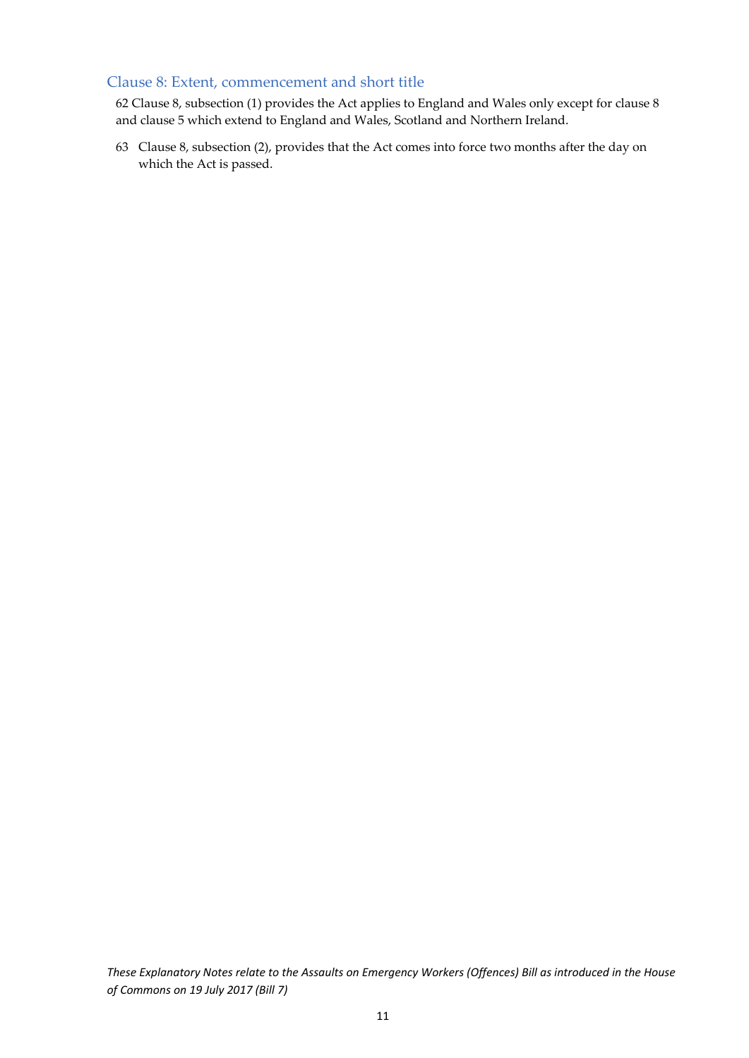## Clause 8: Extent, commencement and short title

62 Clause 8, subsection (1) provides the Act applies to England and Wales only except for clause 8 and clause 5 which extend to England and Wales, Scotland and Northern Ireland.

63 Clause 8, subsection (2), provides that the Act comes into force two months after the day on which the Act is passed.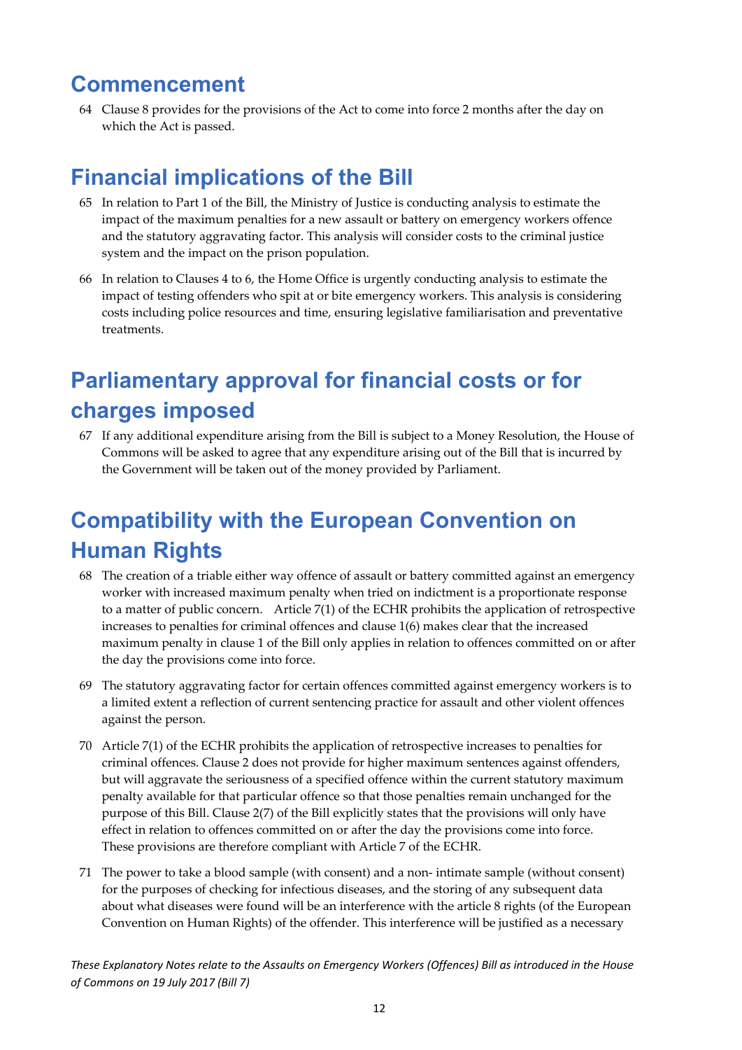## Commencement

64 Clause 8 provides for the provisions of the Act to come into force 2 months after the day on which the Act is passed.

## Financial implications of the Bill

65 In relation to Part 1 of the Bill, the Ministry of Justice is conducting analysis to estimate the impact of the maximum penalties for a new assault or battery on emergency workers offence and the statutory aggravating factor. This analysis will consider costs to the criminal justice system and the impact on the prison population.

66 In relation to Clauses 4 to 6, the Home Office is urgently conducting analysis to estimate the impact of testing offenders who spit at or bite emergency workers. This analysis is considering costs including police resources and time, ensuring legislative familiarisation and preventative treatments.

## Parliamentary approval for financial costs or for charges imposed

67 If any additional expenditure arising from the Bill is subject to a Money Resolution, the House of Commons will be asked to agree that any expenditure arising out of the Bill that is incurred by the Government will be taken out of the money provided by Parliament.

## Compatibility with the European Convention on Human Rights

68 The creation of a triable either way offence of assault or battery committed against an emergency worker with increased maximum penalty when tried on indictment is a proportionate response to a matter of public concern. Article 7(1) of the ECHR prohibits the application of retrospective increases to penalties for criminal offences and clause 1(6) makes clear that the increased maximum penalty in clause 1 of the Bill only applies in relation to offences committed on or after the day the provisions come into force.

69 The statutory aggravating factor for certain offences committed against emergency workers is to a limited extent a reflection of current sentencing practice for assault and other violent offences against the person.

70 Article 7(1) of the ECHR prohibits the application of retrospective increases to penalties for criminal offences. Clause 2 does not provide for higher maximum sentences against offenders, but will aggravate the seriousness of a specified offence within the current statutory maximum penalty available for that particular offence so that those penalties remain unchanged for the purpose of this Bill. Clause 2(7) of the Bill explicitly states that the provisions will only have effect in relation to offences committed on or after the day the provisions come into force. These provisions are therefore compliant with Article 7 of the ECHR.

71 The power to take a blood sample (with consent) and a non- intimate sample (without consent) for the purposes of checking for infectious diseases, and the storing of any subsequent data about what diseases were found will be an interference with the article 8 rights (of the European Convention on Human Rights) of the offender. This interference will be justified as a necessary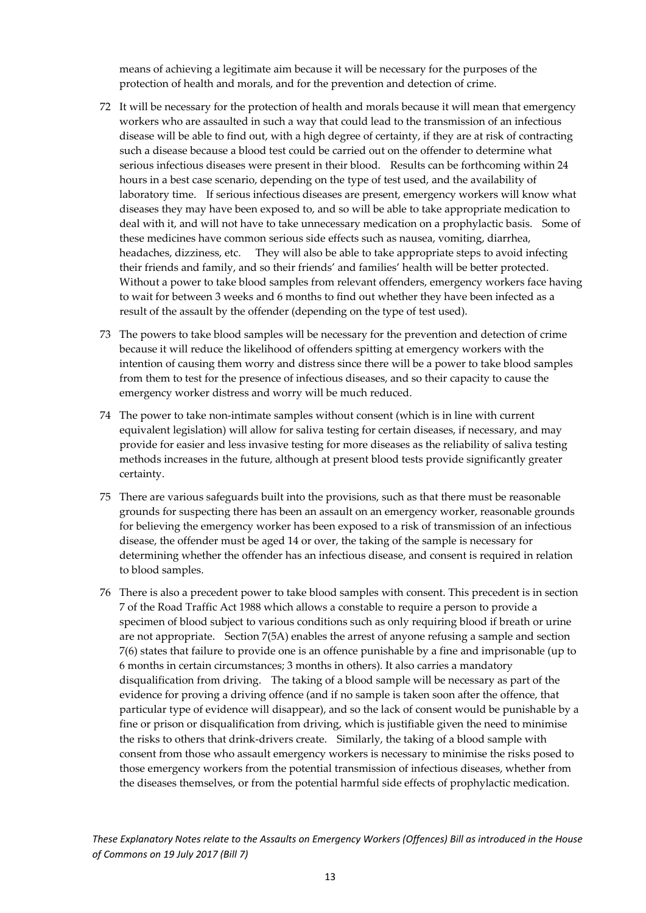means of achieving a legitimate aim because it will be necessary for the purposes of the protection of health and morals, and for the prevention and detection of crime.

72 It will be necessary for the protection of health and morals because it will mean that emergency workers who are assaulted in such a way that could lead to the transmission of an infectious disease will be able to find out, with a high degree of certainty, if they are at risk of contracting such a disease because a blood test could be carried out on the offender to determine what serious infectious diseases were present in their blood. Results can be forthcoming within 24 hours in a best case scenario, depending on the type of test used, and the availability of laboratory time. If serious infectious diseases are present, emergency workers will know what diseases they may have been exposed to, and so will be able to take appropriate medication to deal with it, and will not have to take unnecessary medication on a prophylactic basis. Some of these medicines have common serious side effects such as nausea, vomiting, diarrhea, headaches, dizziness, etc. They will also be able to take appropriate steps to avoid infecting their friends and family, and so their friends' and families' health will be better protected. Without a power to take blood samples from relevant offenders, emergency workers face having to wait for between 3 weeks and 6 months to find out whether they have been infected as a result of the assault by the offender (depending on the type of test used).

73 The powers to take blood samples will be necessary for the prevention and detection of crime because it will reduce the likelihood of offenders spitting at emergency workers with the intention of causing them worry and distress since there will be a power to take blood samples from them to test for the presence of infectious diseases, and so their capacity to cause the emergency worker distress and worry will be much reduced.

74 The power to take non-intimate samples without consent (which is in line with current equivalent legislation) will allow for saliva testing for certain diseases, if necessary, and may provide for easier and less invasive testing for more diseases as the reliability of saliva testing methods increases in the future, although at present blood tests provide significantly greater certainty.

75 There are various safeguards built into the provisions, such as that there must be reasonable grounds for suspecting there has been an assault on an emergency worker, reasonable grounds for believing the emergency worker has been exposed to a risk of transmission of an infectious disease, the offender must be aged 14 or over, the taking of the sample is necessary for determining whether the offender has an infectious disease, and consent is required in relation to blood samples.

76 There is also a precedent power to take blood samples with consent. This precedent is in section 7 of the Road Traffic Act 1988 which allows a constable to require a person to provide a specimen of blood subject to various conditions such as only requiring blood if breath or urine are not appropriate. Section 7(5A) enables the arrest of anyone refusing a sample and section 7(6) states that failure to provide one is an offence punishable by a fine and imprisonable (up to 6 months in certain circumstances; 3 months in others). It also carries a mandatory disqualification from driving. The taking of a blood sample will be necessary as part of the evidence for proving a driving offence (and if no sample is taken soon after the offence, that particular type of evidence will disappear), and so the lack of consent would be punishable by a fine or prison or disqualification from driving, which is justifiable given the need to minimise the risks to others that drink-drivers create. Similarly, the taking of a blood sample with consent from those who assault emergency workers is necessary to minimise the risks posed to those emergency workers from the potential transmission of infectious diseases, whether from the diseases themselves, or from the potential harmful side effects of prophylactic medication.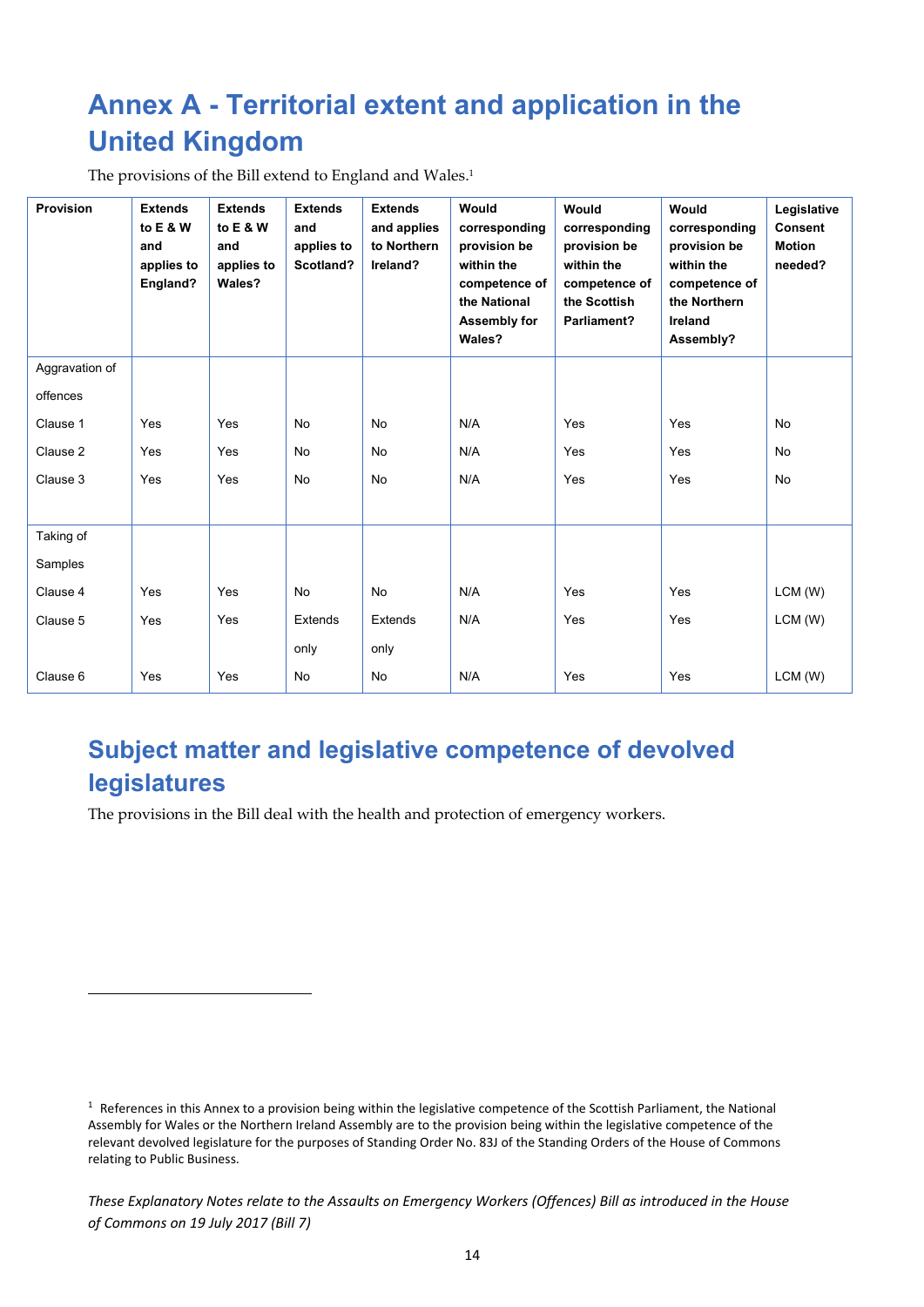# Annex A - Territorial extent and application in the United Kingdom

The provisions of the Bill extend to England and Wales.[1]

| Provision | Extends to E & W and applies to England? | Extends to E & W and applies to Wales? | Extends and applies to Scotland? | Extends and applies to Northern Ireland? | Would corresponding provision be within the competence of the National Assembly for Wales? | Would corresponding provision be within the competence of the Scottish Parliament? | Would corresponding provision be within the competence of the Northern Ireland Assembly? | Legislative Consent Motion needed? |
|---|---|---|---|---|---|---|---|---|
| Aggravation of offences | | | | | | | | |
| Clause 1 | Yes | Yes | No | No | N/A | Yes | Yes | No |
| Clause 2 | Yes | Yes | No | No | N/A | Yes | Yes | No |
| Clause 3 | Yes | Yes | No | No | N/A | Yes | Yes | No |
| Taking of Samples | | | | | | | | |
| Clause 4 | Yes | Yes | No | No | N/A | Yes | Yes | LCM (W) |
| Clause 5 | Yes | Yes | Extends only | Extends only | N/A | Yes | Yes | LCM (W) |
| Clause 6 | Yes | Yes | No | No | N/A | Yes | Yes | LCM (W) |

## Subject matter and legislative competence of devolved legislatures

The provisions in the Bill deal with the health and protection of emergency workers.

[1] References in this Annex to a provision being within the legislative competence of the Scottish Parliament, the National Assembly for Wales or the Northern Ireland Assembly are to the provision being within the legislative competence of the relevant devolved legislature for the purposes of Standing Order No. 83J of the Standing Orders of the House of Commons relating to Public Business.

*These Explanatory Notes relate to the Assaults on Emergency Workers (Offences) Bill as introduced in the House of Commons on 19 July 2017 (Bill 7)*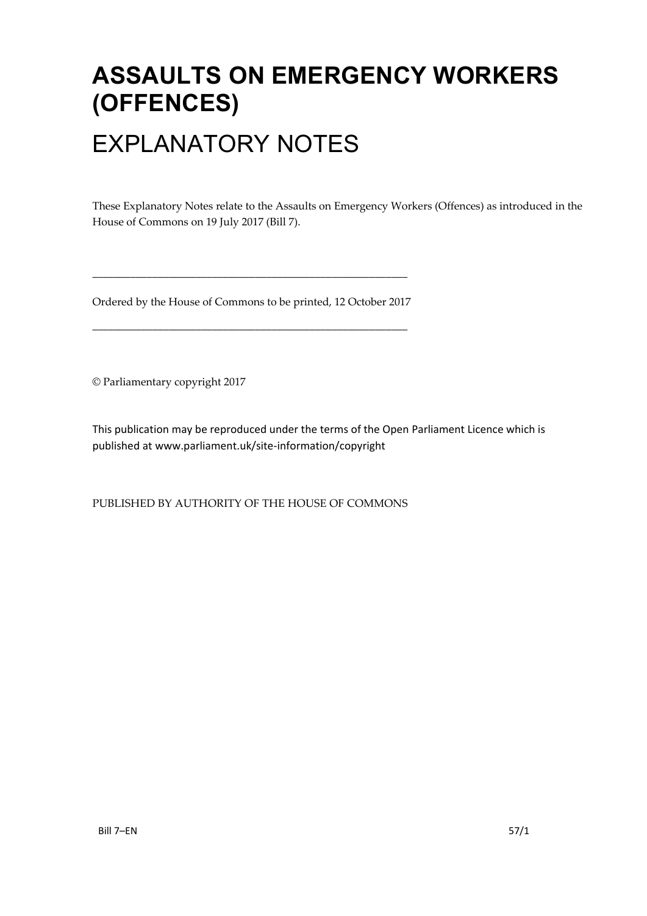# ASSAULTS ON EMERGENCY WORKERS (OFFENCES)

# EXPLANATORY NOTES

These Explanatory Notes relate to the Assaults on Emergency Workers (Offences) as introduced in the House of Commons on 19 July 2017 (Bill 7).

---

Ordered by the House of Commons to be printed, 12 October 2017

---

© Parliamentary copyright 2017

This publication may be reproduced under the terms of the Open Parliament Licence which is published at www.parliament.uk/site-information/copyright

PUBLISHED BY AUTHORITY OF THE HOUSE OF COMMONS

Bill 7–EN 57/1